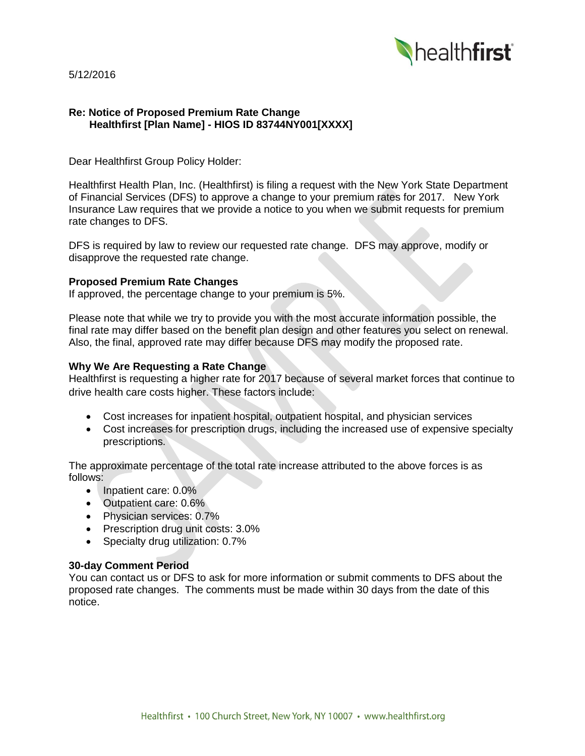5/12/2016

**Re: Notice of Proposed Premium Rate Change**
**Healthfirst [Plan Name] - HIOS ID 83744NY001[XXXX]**

Dear Healthfirst Group Policy Holder:

Healthfirst Health Plan, Inc. (Healthfirst) is filing a request with the New York State Department of Financial Services (DFS) to approve a change to your premium rates for 2017. New York Insurance Law requires that we provide a notice to you when we submit requests for premium rate changes to DFS.

DFS is required by law to review our requested rate change. DFS may approve, modify or disapprove the requested rate change.

**Proposed Premium Rate Changes**

If approved, the percentage change to your premium is 5%.

Please note that while we try to provide you with the most accurate information possible, the final rate may differ based on the benefit plan design and other features you select on renewal. Also, the final, approved rate may differ because DFS may modify the proposed rate.

**Why We Are Requesting a Rate Change**

Healthfirst is requesting a higher rate for 2017 because of several market forces that continue to drive health care costs higher. These factors include:

- Cost increases for inpatient hospital, outpatient hospital, and physician services
- Cost increases for prescription drugs, including the increased use of expensive specialty prescriptions.

The approximate percentage of the total rate increase attributed to the above forces is as follows:

- Inpatient care: 0.0%
- Outpatient care: 0.6%
- Physician services: 0.7%
- Prescription drug unit costs: 3.0%
- Specialty drug utilization: 0.7%

**30-day Comment Period**

You can contact us or DFS to ask for more information or submit comments to DFS about the proposed rate changes. The comments must be made within 30 days from the date of this notice.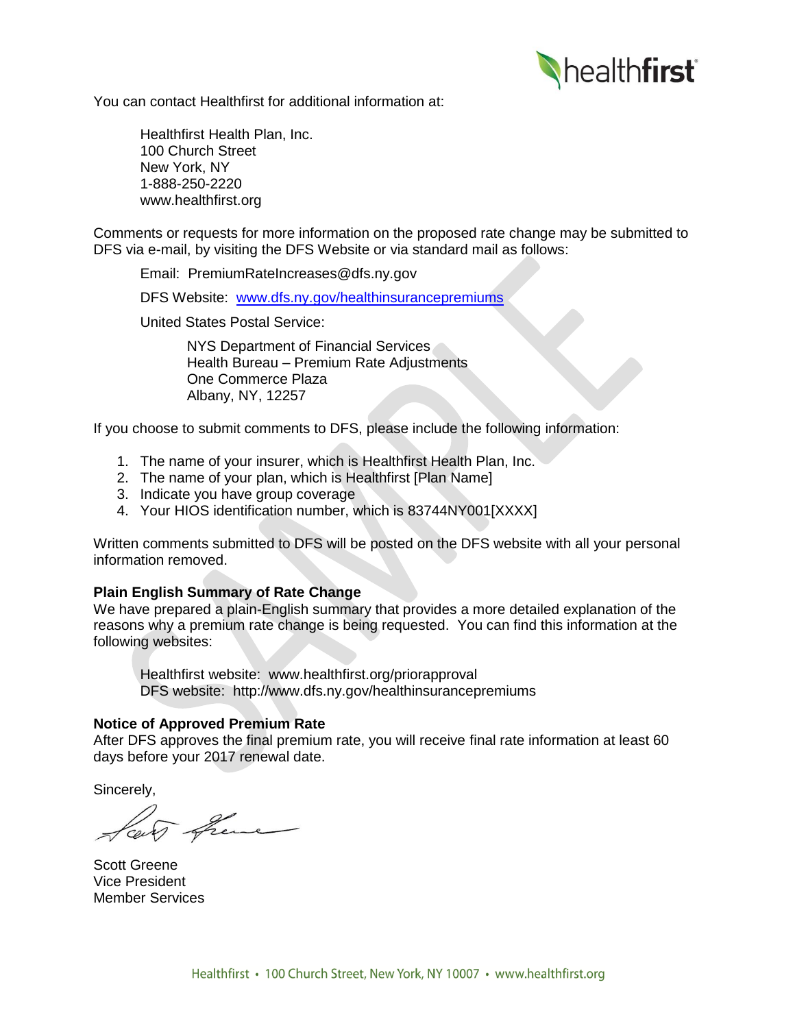You can contact Healthfirst for additional information at:

Healthfirst Health Plan, Inc.
100 Church Street
New York, NY
1-888-250-2220
www.healthfirst.org

Comments or requests for more information on the proposed rate change may be submitted to DFS via e-mail, by visiting the DFS Website or via standard mail as follows:

Email: PremiumRateIncreases@dfs.ny.gov

DFS Website: www.dfs.ny.gov/healthinsurancepremiums

United States Postal Service:

NYS Department of Financial Services
Health Bureau – Premium Rate Adjustments
One Commerce Plaza
Albany, NY, 12257

If you choose to submit comments to DFS, please include the following information:

1. The name of your insurer, which is Healthfirst Health Plan, Inc.
2. The name of your plan, which is Healthfirst [Plan Name]
3. Indicate you have group coverage
4. Your HIOS identification number, which is 83744NY001[XXXX]

Written comments submitted to DFS will be posted on the DFS website with all your personal information removed.

**Plain English Summary of Rate Change**

We have prepared a plain-English summary that provides a more detailed explanation of the reasons why a premium rate change is being requested. You can find this information at the following websites:

Healthfirst website: www.healthfirst.org/priorapproval
DFS website: http://www.dfs.ny.gov/healthinsurancepremiums

**Notice of Approved Premium Rate**

After DFS approves the final premium rate, you will receive final rate information at least 60 days before your 2017 renewal date.

Sincerely,

Scott Greene
Vice President
Member Services